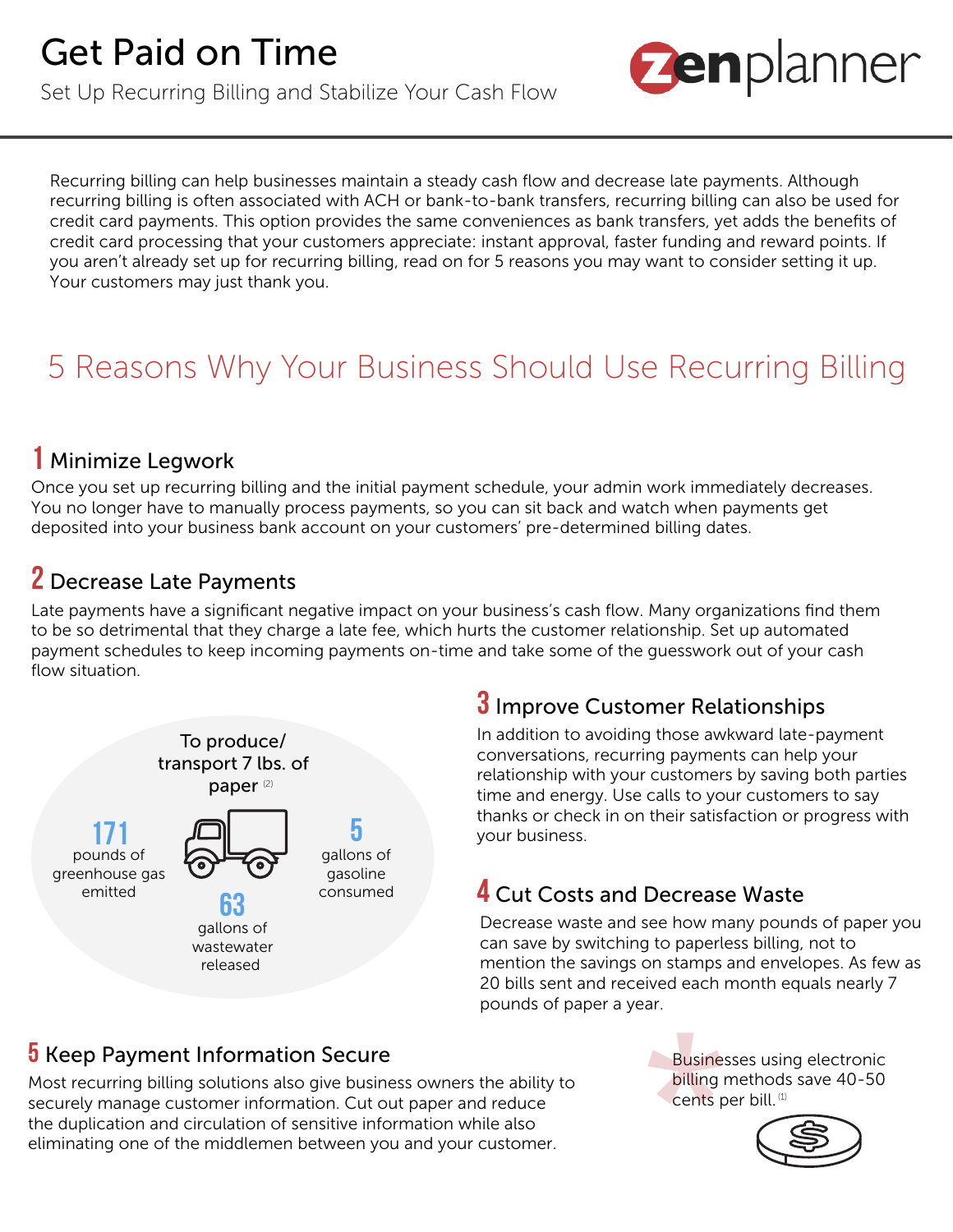# Get Paid on Time

Set Up Recurring Billing and Stabilize Your Cash Flow

zenplanner

Recurring billing can help businesses maintain a steady cash flow and decrease late payments. Although recurring billing is often associated with ACH or bank-to-bank transfers, recurring billing can also be used for credit card payments. This option provides the same conveniences as bank transfers, yet adds the benefits of credit card processing that your customers appreciate: instant approval, faster funding and reward points. If you aren't already set up for recurring billing, read on for 5 reasons you may want to consider setting it up. Your customers may just thank you.

## 5 Reasons Why Your Business Should Use Recurring Billing

### 1 Minimize Legwork

Once you set up recurring billing and the initial payment schedule, your admin work immediately decreases. You no longer have to manually process payments, so you can sit back and watch when payments get deposited into your business bank account on your customers' pre-determined billing dates.

### 2 Decrease Late Payments

Late payments have a significant negative impact on your business's cash flow. Many organizations find them to be so detrimental that they charge a late fee, which hurts the customer relationship. Set up automated payment schedules to keep incoming payments on-time and take some of the guesswork out of your cash flow situation.

To produce/transport 7 lbs. of paper [2]

- **171** pounds of greenhouse gas emitted
- **5** gallons of gasoline consumed
- **63** gallons of wastewater released

### 3 Improve Customer Relationships

In addition to avoiding those awkward late-payment conversations, recurring payments can help your relationship with your customers by saving both parties time and energy. Use calls to your customers to say thanks or check in on their satisfaction or progress with your business.

### 4 Cut Costs and Decrease Waste

Decrease waste and see how many pounds of paper you can save by switching to paperless billing, not to mention the savings on stamps and envelopes. As few as 20 bills sent and received each month equals nearly 7 pounds of paper a year.

### 5 Keep Payment Information Secure

Most recurring billing solutions also give business owners the ability to securely manage customer information. Cut out paper and reduce the duplication and circulation of sensitive information while also eliminating one of the middlemen between you and your customer.

*Businesses using electronic billing methods save 40-50 cents per bill. [1]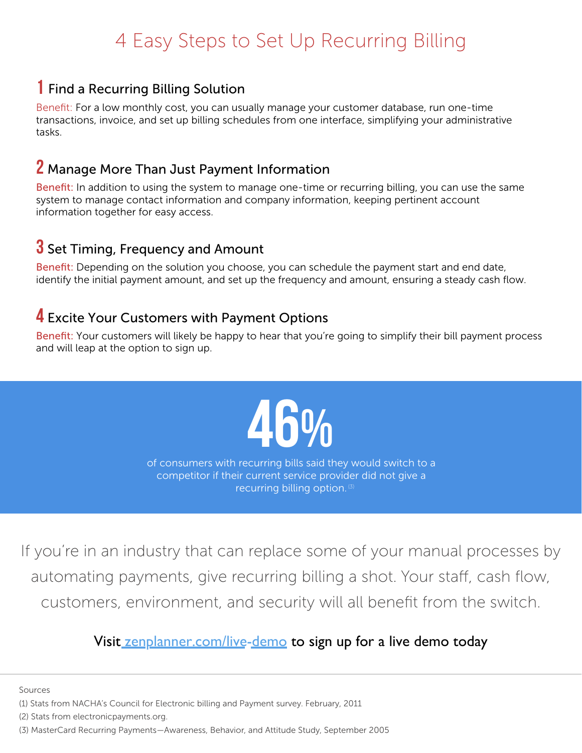# 4 Easy Steps to Set Up Recurring Billing

## 1 Find a Recurring Billing Solution

Benefit: For a low monthly cost, you can usually manage your customer database, run one-time transactions, invoice, and set up billing schedules from one interface, simplifying your administrative tasks.

## 2 Manage More Than Just Payment Information

Benefit: In addition to using the system to manage one-time or recurring billing, you can use the same system to manage contact information and company information, keeping pertinent account information together for easy access.

## 3 Set Timing, Frequency and Amount

Benefit: Depending on the solution you choose, you can schedule the payment start and end date, identify the initial payment amount, and set up the frequency and amount, ensuring a steady cash flow.

## 4 Excite Your Customers with Payment Options

Benefit: Your customers will likely be happy to hear that you're going to simplify their bill payment process and will leap at the option to sign up.

**46%**

of consumers with recurring bills said they would switch to a competitor if their current service provider did not give a recurring billing option. [3]

If you're in an industry that can replace some of your manual processes by automating payments, give recurring billing a shot. Your staff, cash flow, customers, environment, and security will all benefit from the switch.

**Visit zenplanner.com/live-demo to sign up for a live demo today**

Sources

(1) Stats from NACHA's Council for Electronic billing and Payment survey. February, 2011

(2) Stats from electronicpayments.org.

(3) MasterCard Recurring Payments—Awareness, Behavior, and Attitude Study, September 2005